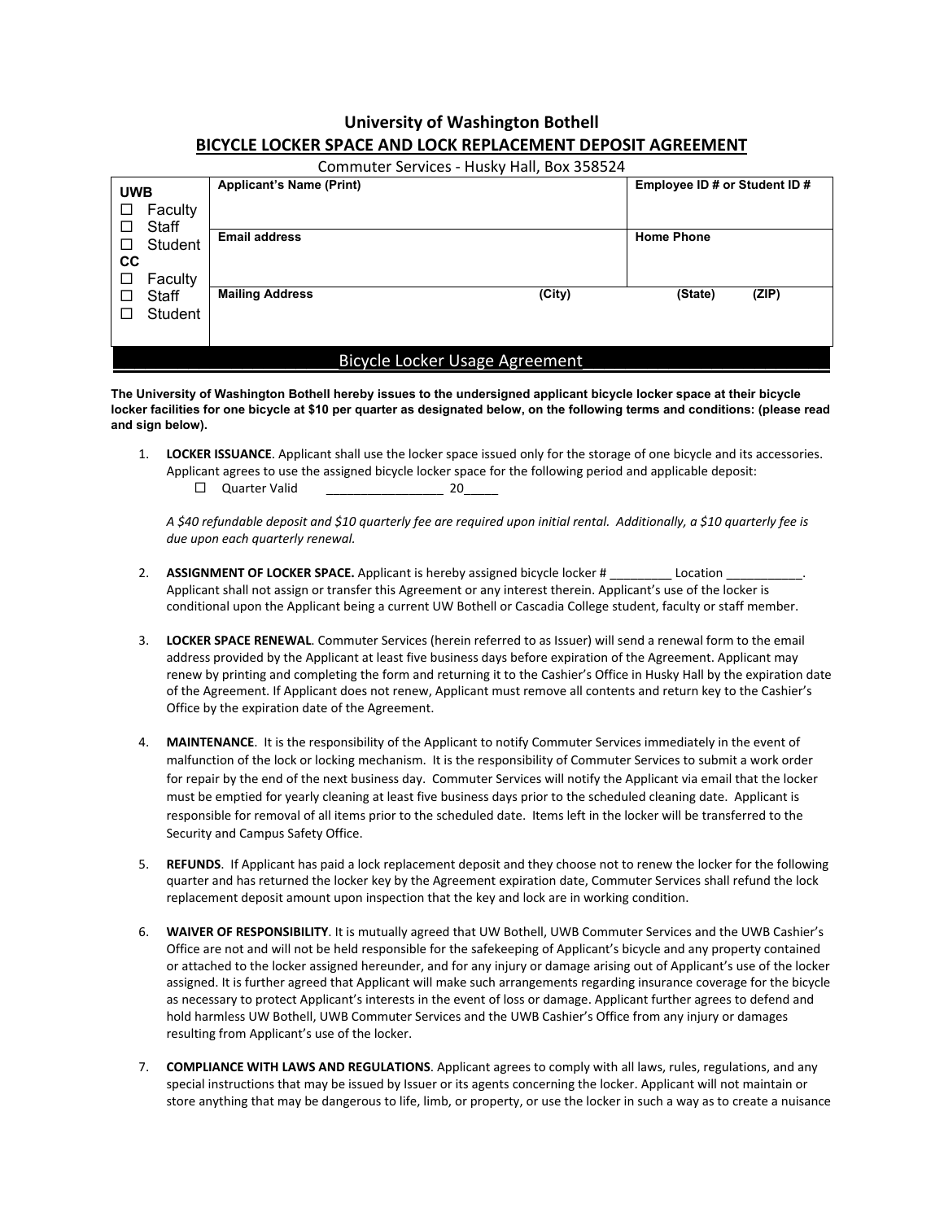# University of Washington Bothell

## BICYCLE LOCKER SPACE AND LOCK REPLACEMENT DEPOSIT AGREEMENT

Commuter Services - Husky Hall, Box 358524

| **UWB**<br>☐ Faculty<br>☐ Staff<br>☐ Student<br>**CC**<br>☐ Faculty<br>☐ Staff<br>☐ Student | **Applicant's Name (Print)** | | **Employee ID # or Student ID #** | |
|---|---|---|---|---|
| | **Email address** | | **Home Phone** | |
| | **Mailing Address** | **(City)** | **(State)** | **(ZIP)** |

## Bicycle Locker Usage Agreement

**The University of Washington Bothell hereby issues to the undersigned applicant bicycle locker space at their bicycle locker facilities for one bicycle at $10 per quarter as designated below, on the following terms and conditions: (please read and sign below).**

1. **LOCKER ISSUANCE**. Applicant shall use the locker space issued only for the storage of one bicycle and its accessories. Applicant agrees to use the assigned bicycle locker space for the following period and applicable deposit:
   - ☐ Quarter Valid _________________ 20_____

   *A $40 refundable deposit and $10 quarterly fee are required upon initial rental. Additionally, a $10 quarterly fee is due upon each quarterly renewal.*

2. **ASSIGNMENT OF LOCKER SPACE.** Applicant is hereby assigned bicycle locker # _________ Location ___________. Applicant shall not assign or transfer this Agreement or any interest therein. Applicant's use of the locker is conditional upon the Applicant being a current UW Bothell or Cascadia College student, faculty or staff member.

3. **LOCKER SPACE RENEWAL**. Commuter Services (herein referred to as Issuer) will send a renewal form to the email address provided by the Applicant at least five business days before expiration of the Agreement. Applicant may renew by printing and completing the form and returning it to the Cashier's Office in Husky Hall by the expiration date of the Agreement. If Applicant does not renew, Applicant must remove all contents and return key to the Cashier's Office by the expiration date of the Agreement.

4. **MAINTENANCE**. It is the responsibility of the Applicant to notify Commuter Services immediately in the event of malfunction of the lock or locking mechanism. It is the responsibility of Commuter Services to submit a work order for repair by the end of the next business day. Commuter Services will notify the Applicant via email that the locker must be emptied for yearly cleaning at least five business days prior to the scheduled cleaning date. Applicant is responsible for removal of all items prior to the scheduled date. Items left in the locker will be transferred to the Security and Campus Safety Office.

5. **REFUNDS**. If Applicant has paid a lock replacement deposit and they choose not to renew the locker for the following quarter and has returned the locker key by the Agreement expiration date, Commuter Services shall refund the lock replacement deposit amount upon inspection that the key and lock are in working condition.

6. **WAIVER OF RESPONSIBILITY**. It is mutually agreed that UW Bothell, UWB Commuter Services and the UWB Cashier's Office are not and will not be held responsible for the safekeeping of Applicant's bicycle and any property contained or attached to the locker assigned hereunder, and for any injury or damage arising out of Applicant's use of the locker assigned. It is further agreed that Applicant will make such arrangements regarding insurance coverage for the bicycle as necessary to protect Applicant's interests in the event of loss or damage. Applicant further agrees to defend and hold harmless UW Bothell, UWB Commuter Services and the UWB Cashier's Office from any injury or damages resulting from Applicant's use of the locker.

7. **COMPLIANCE WITH LAWS AND REGULATIONS**. Applicant agrees to comply with all laws, rules, regulations, and any special instructions that may be issued by Issuer or its agents concerning the locker. Applicant will not maintain or store anything that may be dangerous to life, limb, or property, or use the locker in such a way as to create a nuisance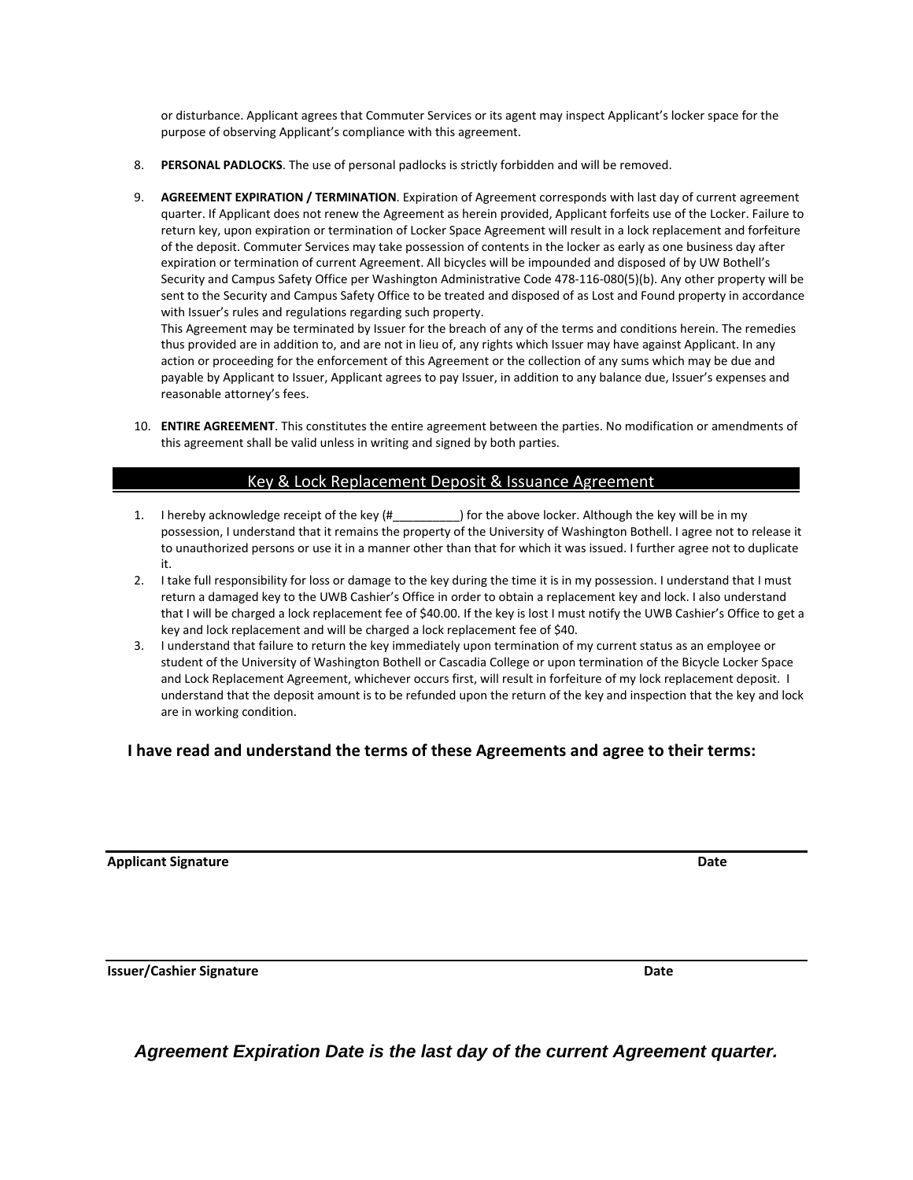or disturbance. Applicant agrees that Commuter Services or its agent may inspect Applicant's locker space for the purpose of observing Applicant's compliance with this agreement.

8. **PERSONAL PADLOCKS**. The use of personal padlocks is strictly forbidden and will be removed.

9. **AGREEMENT EXPIRATION / TERMINATION**. Expiration of Agreement corresponds with last day of current agreement quarter. If Applicant does not renew the Agreement as herein provided, Applicant forfeits use of the Locker. Failure to return key, upon expiration or termination of Locker Space Agreement will result in a lock replacement and forfeiture of the deposit. Commuter Services may take possession of contents in the locker as early as one business day after expiration or termination of current Agreement. All bicycles will be impounded and disposed of by UW Bothell's Security and Campus Safety Office per Washington Administrative Code 478-116-080(5)(b). Any other property will be sent to the Security and Campus Safety Office to be treated and disposed of as Lost and Found property in accordance with Issuer's rules and regulations regarding such property.
   This Agreement may be terminated by Issuer for the breach of any of the terms and conditions herein. The remedies thus provided are in addition to, and are not in lieu of, any rights which Issuer may have against Applicant. In any action or proceeding for the enforcement of this Agreement or the collection of any sums which may be due and payable by Applicant to Issuer, Applicant agrees to pay Issuer, in addition to any balance due, Issuer's expenses and reasonable attorney's fees.

10. **ENTIRE AGREEMENT**. This constitutes the entire agreement between the parties. No modification or amendments of this agreement shall be valid unless in writing and signed by both parties.

## Key & Lock Replacement Deposit & Issuance Agreement

1. I hereby acknowledge receipt of the key (#__________) for the above locker. Although the key will be in my possession, I understand that it remains the property of the University of Washington Bothell. I agree not to release it to unauthorized persons or use it in a manner other than that for which it was issued. I further agree not to duplicate it.
2. I take full responsibility for loss or damage to the key during the time it is in my possession. I understand that I must return a damaged key to the UWB Cashier's Office in order to obtain a replacement key and lock. I also understand that I will be charged a lock replacement fee of $40.00. If the key is lost I must notify the UWB Cashier's Office to get a key and lock replacement and will be charged a lock replacement fee of $40.
3. I understand that failure to return the key immediately upon termination of my current status as an employee or student of the University of Washington Bothell or Cascadia College or upon termination of the Bicycle Locker Space and Lock Replacement Agreement, whichever occurs first, will result in forfeiture of my lock replacement deposit. I understand that the deposit amount is to be refunded upon the return of the key and inspection that the key and lock are in working condition.

**I have read and understand the terms of these Agreements and agree to their terms:**

**Applicant Signature** **Date**

**Issuer/Cashier Signature** **Date**

***Agreement Expiration Date is the last day of the current Agreement quarter.***